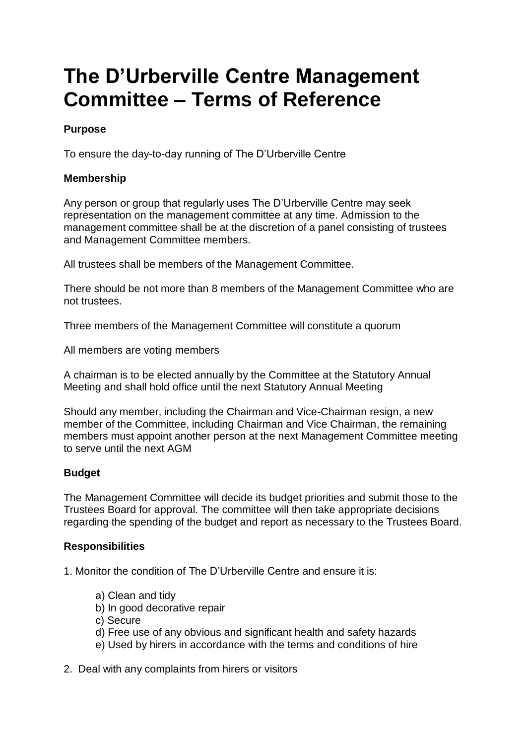# The D'Urberville Centre Management Committee – Terms of Reference

**Purpose**

To ensure the day-to-day running of The D'Urberville Centre

**Membership**

Any person or group that regularly uses The D'Urberville Centre may seek representation on the management committee at any time. Admission to the management committee shall be at the discretion of a panel consisting of trustees and Management Committee members.

All trustees shall be members of the Management Committee.

There should be not more than 8 members of the Management Committee who are not trustees.

Three members of the Management Committee will constitute a quorum

All members are voting members

A chairman is to be elected annually by the Committee at the Statutory Annual Meeting and shall hold office until the next Statutory Annual Meeting

Should any member, including the Chairman and Vice-Chairman resign, a new member of the Committee, including Chairman and Vice Chairman, the remaining members must appoint another person at the next Management Committee meeting to serve until the next AGM

**Budget**

The Management Committee will decide its budget priorities and submit those to the Trustees Board for approval. The committee will then take appropriate decisions regarding the spending of the budget and report as necessary to the Trustees Board.

**Responsibilities**

1. Monitor the condition of The D'Urberville Centre and ensure it is:

    a) Clean and tidy
    b) In good decorative repair
    c) Secure
    d) Free use of any obvious and significant health and safety hazards
    e) Used by hirers in accordance with the terms and conditions of hire

2. Deal with any complaints from hirers or visitors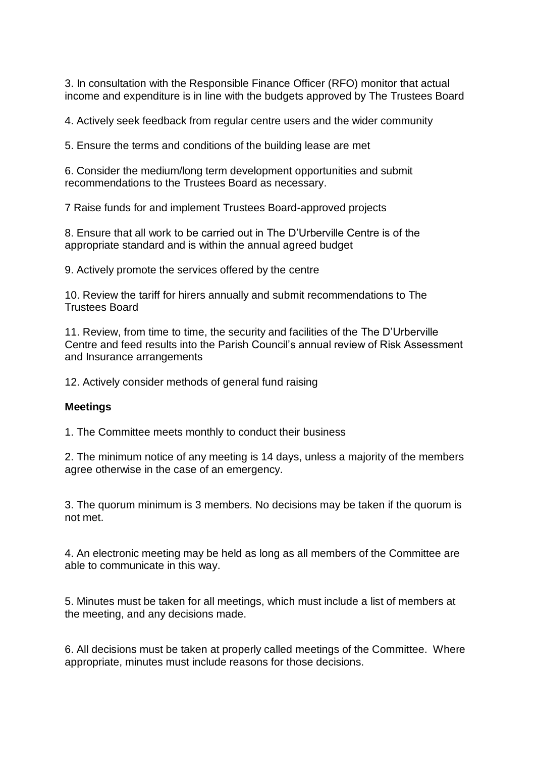3. In consultation with the Responsible Finance Officer (RFO) monitor that actual income and expenditure is in line with the budgets approved by The Trustees Board

4. Actively seek feedback from regular centre users and the wider community

5. Ensure the terms and conditions of the building lease are met

6. Consider the medium/long term development opportunities and submit recommendations to the Trustees Board as necessary.

7 Raise funds for and implement Trustees Board-approved projects

8. Ensure that all work to be carried out in The D'Urberville Centre is of the appropriate standard and is within the annual agreed budget

9. Actively promote the services offered by the centre

10. Review the tariff for hirers annually and submit recommendations to The Trustees Board

11. Review, from time to time, the security and facilities of the The D'Urberville Centre and feed results into the Parish Council's annual review of Risk Assessment and Insurance arrangements

12. Actively consider methods of general fund raising

**Meetings**

1. The Committee meets monthly to conduct their business

2. The minimum notice of any meeting is 14 days, unless a majority of the members agree otherwise in the case of an emergency.

3. The quorum minimum is 3 members. No decisions may be taken if the quorum is not met.

4. An electronic meeting may be held as long as all members of the Committee are able to communicate in this way.

5. Minutes must be taken for all meetings, which must include a list of members at the meeting, and any decisions made.

6. All decisions must be taken at properly called meetings of the Committee. Where appropriate, minutes must include reasons for those decisions.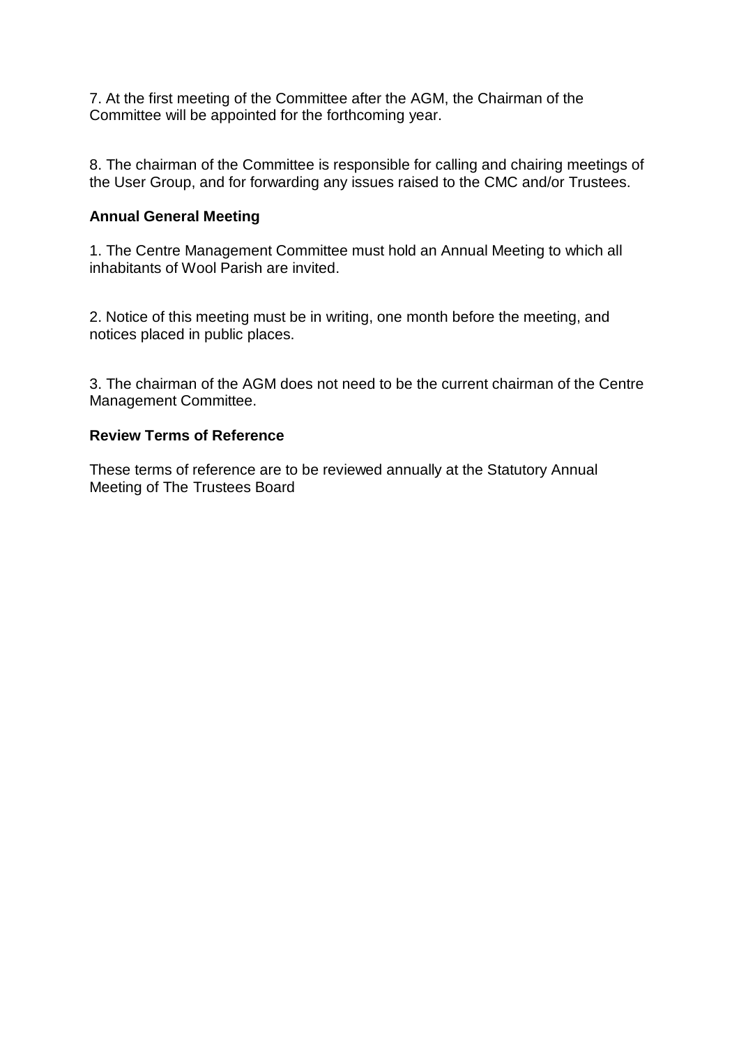7. At the first meeting of the Committee after the AGM, the Chairman of the Committee will be appointed for the forthcoming year.

8. The chairman of the Committee is responsible for calling and chairing meetings of the User Group, and for forwarding any issues raised to the CMC and/or Trustees.

**Annual General Meeting**

1. The Centre Management Committee must hold an Annual Meeting to which all inhabitants of Wool Parish are invited.

2. Notice of this meeting must be in writing, one month before the meeting, and notices placed in public places.

3. The chairman of the AGM does not need to be the current chairman of the Centre Management Committee.

**Review Terms of Reference**

These terms of reference are to be reviewed annually at the Statutory Annual Meeting of The Trustees Board